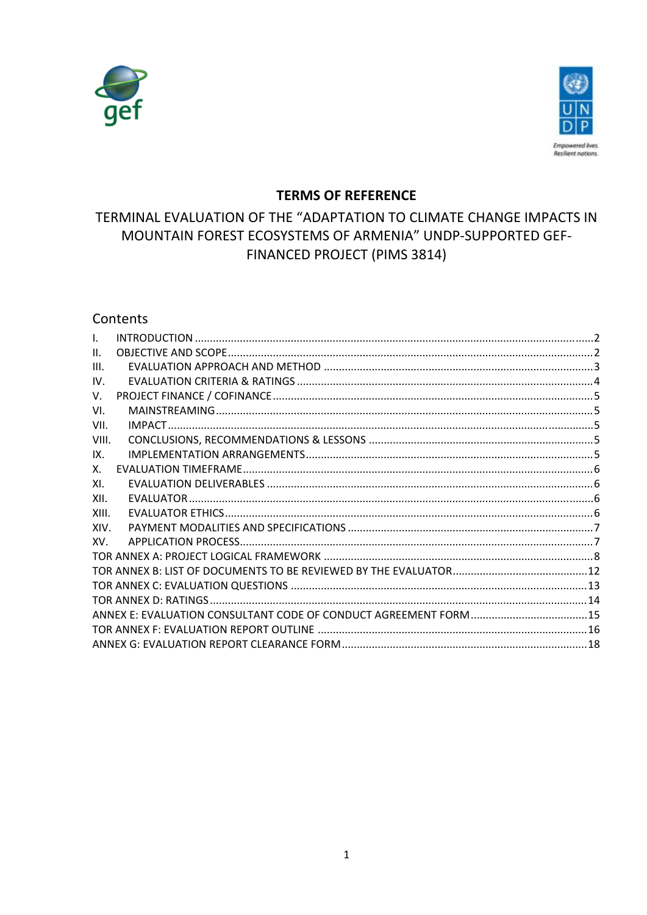# TERMS OF REFERENCE

## TERMINAL EVALUATION OF THE "ADAPTATION TO CLIMATE CHANGE IMPACTS IN MOUNTAIN FOREST ECOSYSTEMS OF ARMENIA" UNDP-SUPPORTED GEF-FINANCED PROJECT (PIMS 3814)

## Contents

- I. INTRODUCTION .......... 2
- II. OBJECTIVE AND SCOPE .......... 2
- III. EVALUATION APPROACH AND METHOD .......... 3
- IV. EVALUATION CRITERIA & RATINGS .......... 4
- V. PROJECT FINANCE / COFINANCE .......... 5
- VI. MAINSTREAMING .......... 5
- VII. IMPACT .......... 5
- VIII. CONCLUSIONS, RECOMMENDATIONS & LESSONS .......... 5
- IX. IMPLEMENTATION ARRANGEMENTS .......... 5
- X. EVALUATION TIMEFRAME .......... 6
- XI. EVALUATION DELIVERABLES .......... 6
- XII. EVALUATOR .......... 6
- XIII. EVALUATOR ETHICS .......... 6
- XIV. PAYMENT MODALITIES AND SPECIFICATIONS .......... 7
- XV. APPLICATION PROCESS .......... 7
- TOR ANNEX A: PROJECT LOGICAL FRAMEWORK .......... 8
- TOR ANNEX B: LIST OF DOCUMENTS TO BE REVIEWED BY THE EVALUATOR .......... 12
- TOR ANNEX C: EVALUATION QUESTIONS .......... 13
- TOR ANNEX D: RATINGS .......... 14
- ANNEX E: EVALUATION CONSULTANT CODE OF CONDUCT AGREEMENT FORM .......... 15
- TOR ANNEX F: EVALUATION REPORT OUTLINE .......... 16
- ANNEX G: EVALUATION REPORT CLEARANCE FORM .......... 18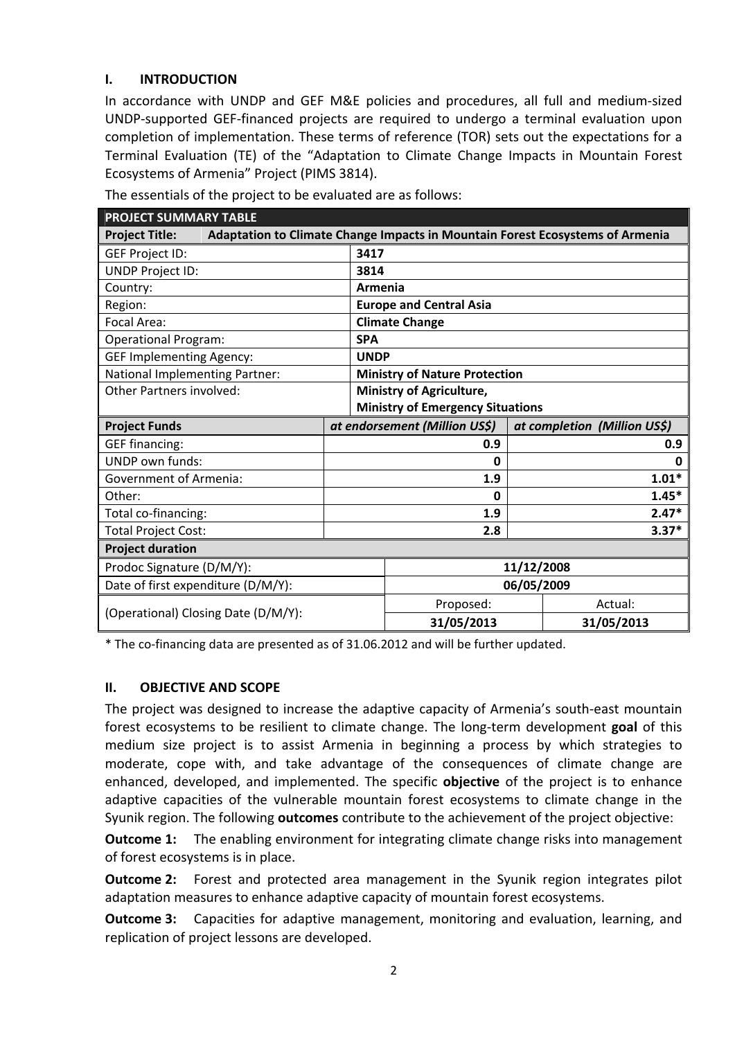## I. INTRODUCTION

In accordance with UNDP and GEF M&E policies and procedures, all full and medium-sized UNDP-supported GEF-financed projects are required to undergo a terminal evaluation upon completion of implementation. These terms of reference (TOR) sets out the expectations for a Terminal Evaluation (TE) of the "Adaptation to Climate Change Impacts in Mountain Forest Ecosystems of Armenia" Project (PIMS 3814).

The essentials of the project to be evaluated are as follows:

| PROJECT SUMMARY TABLE | | |
|---|---|---|
| **Project Title:** | **Adaptation to Climate Change Impacts in Mountain Forest Ecosystems of Armenia** | |
| GEF Project ID: | **3417** | |
| UNDP Project ID: | **3814** | |
| Country: | **Armenia** | |
| Region: | **Europe and Central Asia** | |
| Focal Area: | **Climate Change** | |
| Operational Program: | **SPA** | |
| GEF Implementing Agency: | **UNDP** | |
| National Implementing Partner: | **Ministry of Nature Protection** | |
| Other Partners involved: | **Ministry of Agriculture, Ministry of Emergency Situations** | |
| **Project Funds** | ***at endorsement (Million US$)*** | ***at completion (Million US$)*** |
| GEF financing: | **0.9** | **0.9** |
| UNDP own funds: | **0** | **0** |
| Government of Armenia: | **1.9** | **1.01*** |
| Other: | **0** | **1.45*** |
| Total co-financing: | **1.9** | **2.47*** |
| Total Project Cost: | **2.8** | **3.37*** |
| **Project duration** | | |
| Prodoc Signature (D/M/Y): | **11/12/2008** | |
| Date of first expenditure (D/M/Y): | **06/05/2009** | |
| (Operational) Closing Date (D/M/Y): | Proposed: **31/05/2013** | Actual: **31/05/2013** |

\* The co-financing data are presented as of 31.06.2012 and will be further updated.

## II. OBJECTIVE AND SCOPE

The project was designed to increase the adaptive capacity of Armenia's south-east mountain forest ecosystems to be resilient to climate change. The long-term development **goal** of this medium size project is to assist Armenia in beginning a process by which strategies to moderate, cope with, and take advantage of the consequences of climate change are enhanced, developed, and implemented. The specific **objective** of the project is to enhance adaptive capacities of the vulnerable mountain forest ecosystems to climate change in the Syunik region. The following **outcomes** contribute to the achievement of the project objective:

**Outcome 1:** The enabling environment for integrating climate change risks into management of forest ecosystems is in place.

**Outcome 2:** Forest and protected area management in the Syunik region integrates pilot adaptation measures to enhance adaptive capacity of mountain forest ecosystems.

**Outcome 3:** Capacities for adaptive management, monitoring and evaluation, learning, and replication of project lessons are developed.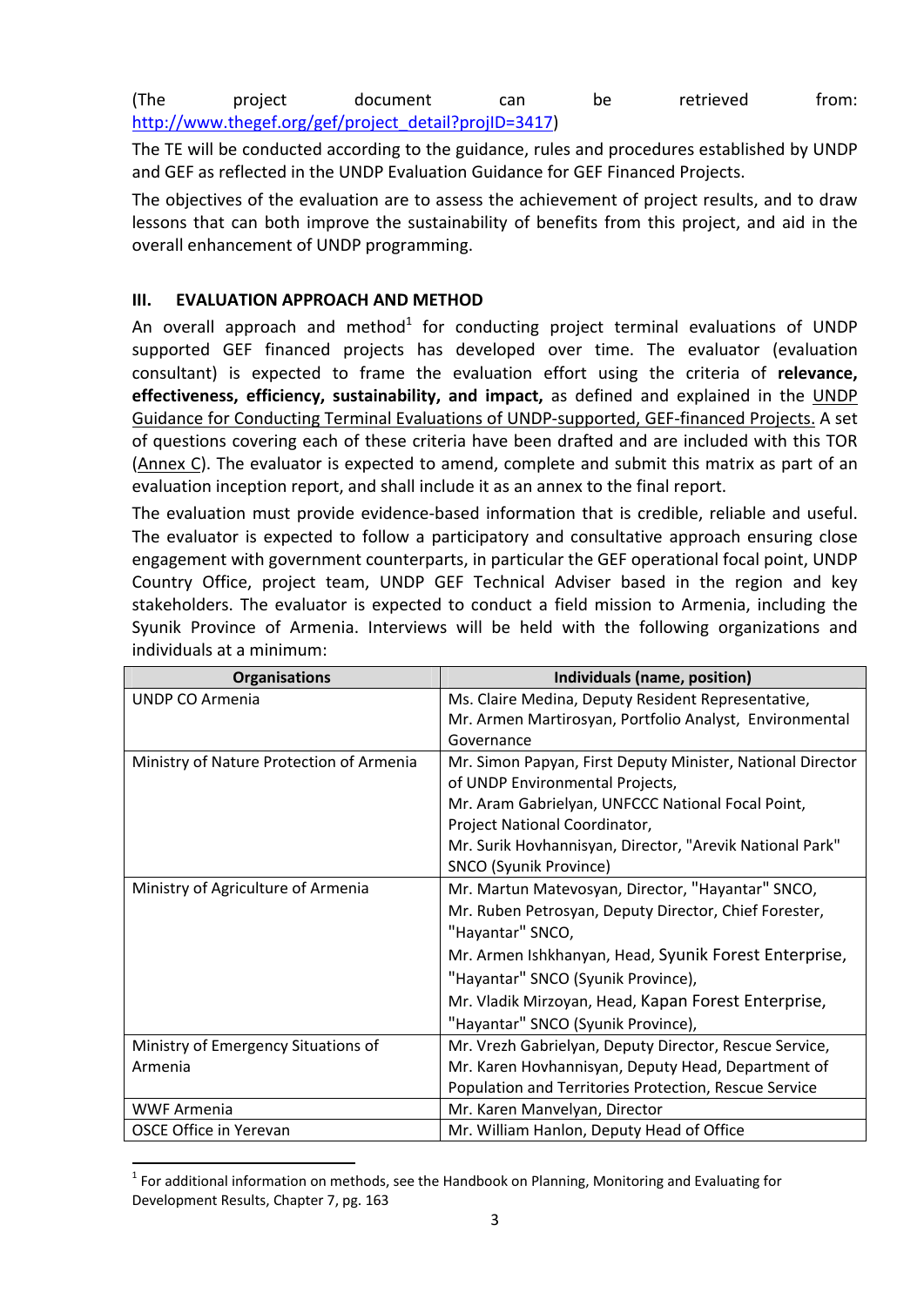(The project document can be retrieved from: http://www.thegef.org/gef/project_detail?projID=3417)

The TE will be conducted according to the guidance, rules and procedures established by UNDP and GEF as reflected in the UNDP Evaluation Guidance for GEF Financed Projects.

The objectives of the evaluation are to assess the achievement of project results, and to draw lessons that can both improve the sustainability of benefits from this project, and aid in the overall enhancement of UNDP programming.

### III. EVALUATION APPROACH AND METHOD

An overall approach and method[1] for conducting project terminal evaluations of UNDP supported GEF financed projects has developed over time. The evaluator (evaluation consultant) is expected to frame the evaluation effort using the criteria of **relevance, effectiveness, efficiency, sustainability, and impact,** as defined and explained in the UNDP Guidance for Conducting Terminal Evaluations of UNDP-supported, GEF-financed Projects. A set of questions covering each of these criteria have been drafted and are included with this TOR (Annex C). The evaluator is expected to amend, complete and submit this matrix as part of an evaluation inception report, and shall include it as an annex to the final report.

The evaluation must provide evidence-based information that is credible, reliable and useful. The evaluator is expected to follow a participatory and consultative approach ensuring close engagement with government counterparts, in particular the GEF operational focal point, UNDP Country Office, project team, UNDP GEF Technical Adviser based in the region and key stakeholders. The evaluator is expected to conduct a field mission to Armenia, including the Syunik Province of Armenia. Interviews will be held with the following organizations and individuals at a minimum:

| Organisations | Individuals (name, position) |
|---|---|
| UNDP CO Armenia | Ms. Claire Medina, Deputy Resident Representative, Mr. Armen Martirosyan, Portfolio Analyst, Environmental Governance |
| Ministry of Nature Protection of Armenia | Mr. Simon Papyan, First Deputy Minister, National Director of UNDP Environmental Projects, Mr. Aram Gabrielyan, UNFCCC National Focal Point, Project National Coordinator, Mr. Surik Hovhannisyan, Director, "Arevik National Park" SNCO (Syunik Province) |
| Ministry of Agriculture of Armenia | Mr. Martun Matevosyan, Director, "Hayantar" SNCO, Mr. Ruben Petrosyan, Deputy Director, Chief Forester, "Hayantar" SNCO, Mr. Armen Ishkhanyan, Head, Syunik Forest Enterprise, "Hayantar" SNCO (Syunik Province), Mr. Vladik Mirzoyan, Head, Kapan Forest Enterprise, "Hayantar" SNCO (Syunik Province), |
| Ministry of Emergency Situations of Armenia | Mr. Vrezh Gabrielyan, Deputy Director, Rescue Service, Mr. Karen Hovhannisyan, Deputy Head, Department of Population and Territories Protection, Rescue Service |
| WWF Armenia | Mr. Karen Manvelyan, Director |
| OSCE Office in Yerevan | Mr. William Hanlon, Deputy Head of Office |

[1] For additional information on methods, see the Handbook on Planning, Monitoring and Evaluating for Development Results, Chapter 7, pg. 163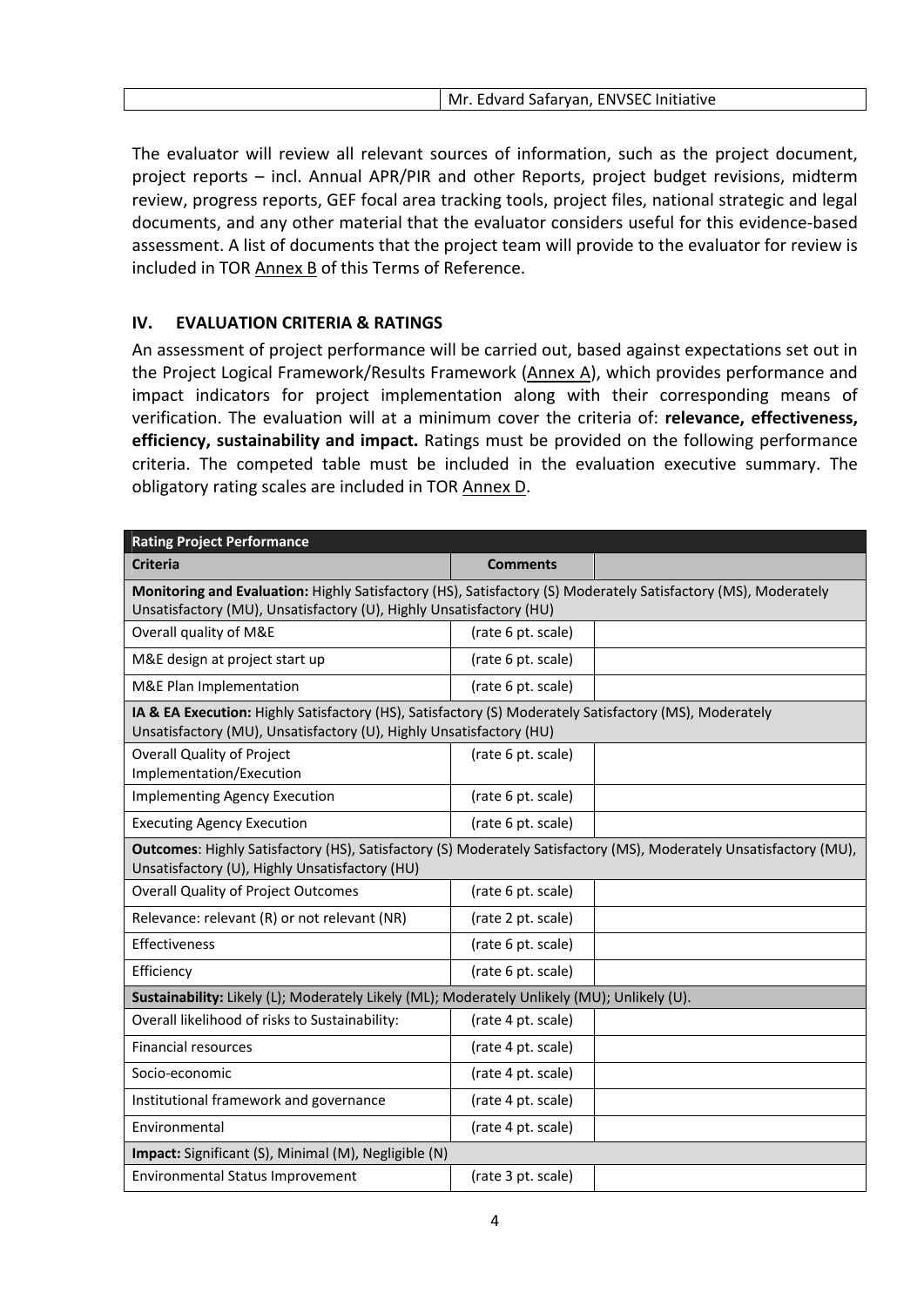| | Mr. Edvard Safaryan, ENVSEC Initiative |
|---|---|

The evaluator will review all relevant sources of information, such as the project document, project reports – incl. Annual APR/PIR and other Reports, project budget revisions, midterm review, progress reports, GEF focal area tracking tools, project files, national strategic and legal documents, and any other material that the evaluator considers useful for this evidence-based assessment. A list of documents that the project team will provide to the evaluator for review is included in TOR Annex B of this Terms of Reference.

## IV. EVALUATION CRITERIA & RATINGS

An assessment of project performance will be carried out, based against expectations set out in the Project Logical Framework/Results Framework (Annex A), which provides performance and impact indicators for project implementation along with their corresponding means of verification. The evaluation will at a minimum cover the criteria of: **relevance, effectiveness, efficiency, sustainability and impact.** Ratings must be provided on the following performance criteria. The competed table must be included in the evaluation executive summary. The obligatory rating scales are included in TOR Annex D.

| **Rating Project Performance** | | |
|---|---|---|
| **Criteria** | **Comments** | |
| **Monitoring and Evaluation:** Highly Satisfactory (HS), Satisfactory (S) Moderately Satisfactory (MS), Moderately Unsatisfactory (MU), Unsatisfactory (U), Highly Unsatisfactory (HU) | | |
| Overall quality of M&E | (rate 6 pt. scale) | |
| M&E design at project start up | (rate 6 pt. scale) | |
| M&E Plan Implementation | (rate 6 pt. scale) | |
| **IA & EA Execution:** Highly Satisfactory (HS), Satisfactory (S) Moderately Satisfactory (MS), Moderately Unsatisfactory (MU), Unsatisfactory (U), Highly Unsatisfactory (HU) | | |
| Overall Quality of Project Implementation/Execution | (rate 6 pt. scale) | |
| Implementing Agency Execution | (rate 6 pt. scale) | |
| Executing Agency Execution | (rate 6 pt. scale) | |
| **Outcomes**: Highly Satisfactory (HS), Satisfactory (S) Moderately Satisfactory (MS), Moderately Unsatisfactory (MU), Unsatisfactory (U), Highly Unsatisfactory (HU) | | |
| Overall Quality of Project Outcomes | (rate 6 pt. scale) | |
| Relevance: relevant (R) or not relevant (NR) | (rate 2 pt. scale) | |
| Effectiveness | (rate 6 pt. scale) | |
| Efficiency | (rate 6 pt. scale) | |
| **Sustainability:** Likely (L); Moderately Likely (ML); Moderately Unlikely (MU); Unlikely (U). | | |
| Overall likelihood of risks to Sustainability: | (rate 4 pt. scale) | |
| Financial resources | (rate 4 pt. scale) | |
| Socio-economic | (rate 4 pt. scale) | |
| Institutional framework and governance | (rate 4 pt. scale) | |
| Environmental | (rate 4 pt. scale) | |
| **Impact:** Significant (S), Minimal (M), Negligible (N) | | |
| Environmental Status Improvement | (rate 3 pt. scale) | |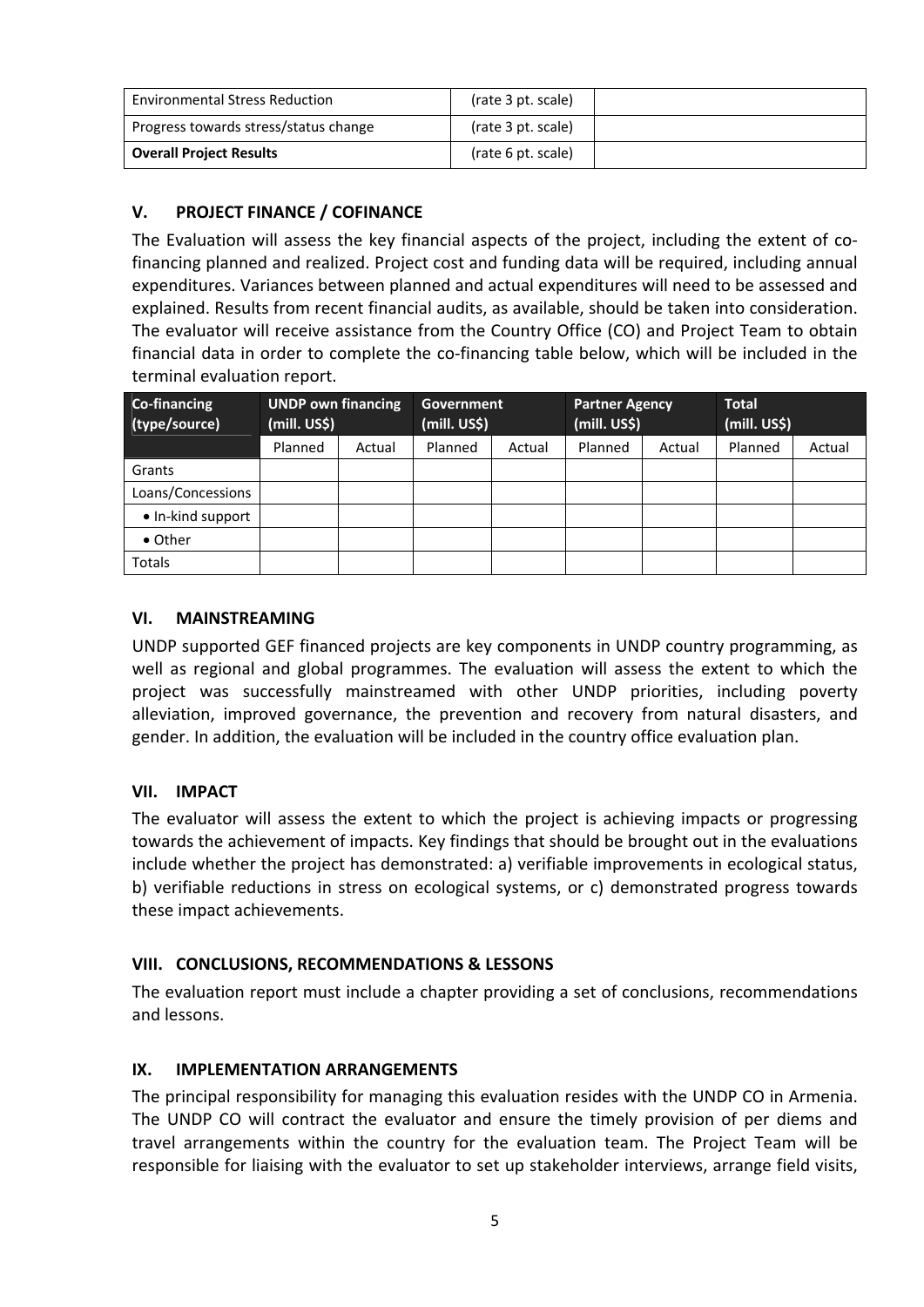| Environmental Stress Reduction | (rate 3 pt. scale) | |
|---|---|---|
| Progress towards stress/status change | (rate 3 pt. scale) | |
| **Overall Project Results** | (rate 6 pt. scale) | |

## V. PROJECT FINANCE / COFINANCE

The Evaluation will assess the key financial aspects of the project, including the extent of co-financing planned and realized. Project cost and funding data will be required, including annual expenditures. Variances between planned and actual expenditures will need to be assessed and explained. Results from recent financial audits, as available, should be taken into consideration. The evaluator will receive assistance from the Country Office (CO) and Project Team to obtain financial data in order to complete the co-financing table below, which will be included in the terminal evaluation report.

| Co-financing (type/source) | UNDP own financing (mill. US$) | | Government (mill. US$) | | Partner Agency (mill. US$) | | Total (mill. US$) | |
|---|---|---|---|---|---|---|---|---|
| | Planned | Actual | Planned | Actual | Planned | Actual | Planned | Actual |
| Grants | | | | | | | | |
| Loans/Concessions | | | | | | | | |
| • In-kind support | | | | | | | | |
| • Other | | | | | | | | |
| Totals | | | | | | | | |

## VI. MAINSTREAMING

UNDP supported GEF financed projects are key components in UNDP country programming, as well as regional and global programmes. The evaluation will assess the extent to which the project was successfully mainstreamed with other UNDP priorities, including poverty alleviation, improved governance, the prevention and recovery from natural disasters, and gender. In addition, the evaluation will be included in the country office evaluation plan.

## VII. IMPACT

The evaluator will assess the extent to which the project is achieving impacts or progressing towards the achievement of impacts. Key findings that should be brought out in the evaluations include whether the project has demonstrated: a) verifiable improvements in ecological status, b) verifiable reductions in stress on ecological systems, or c) demonstrated progress towards these impact achievements.

## VIII. CONCLUSIONS, RECOMMENDATIONS & LESSONS

The evaluation report must include a chapter providing a set of conclusions, recommendations and lessons.

## IX. IMPLEMENTATION ARRANGEMENTS

The principal responsibility for managing this evaluation resides with the UNDP CO in Armenia. The UNDP CO will contract the evaluator and ensure the timely provision of per diems and travel arrangements within the country for the evaluation team. The Project Team will be responsible for liaising with the evaluator to set up stakeholder interviews, arrange field visits,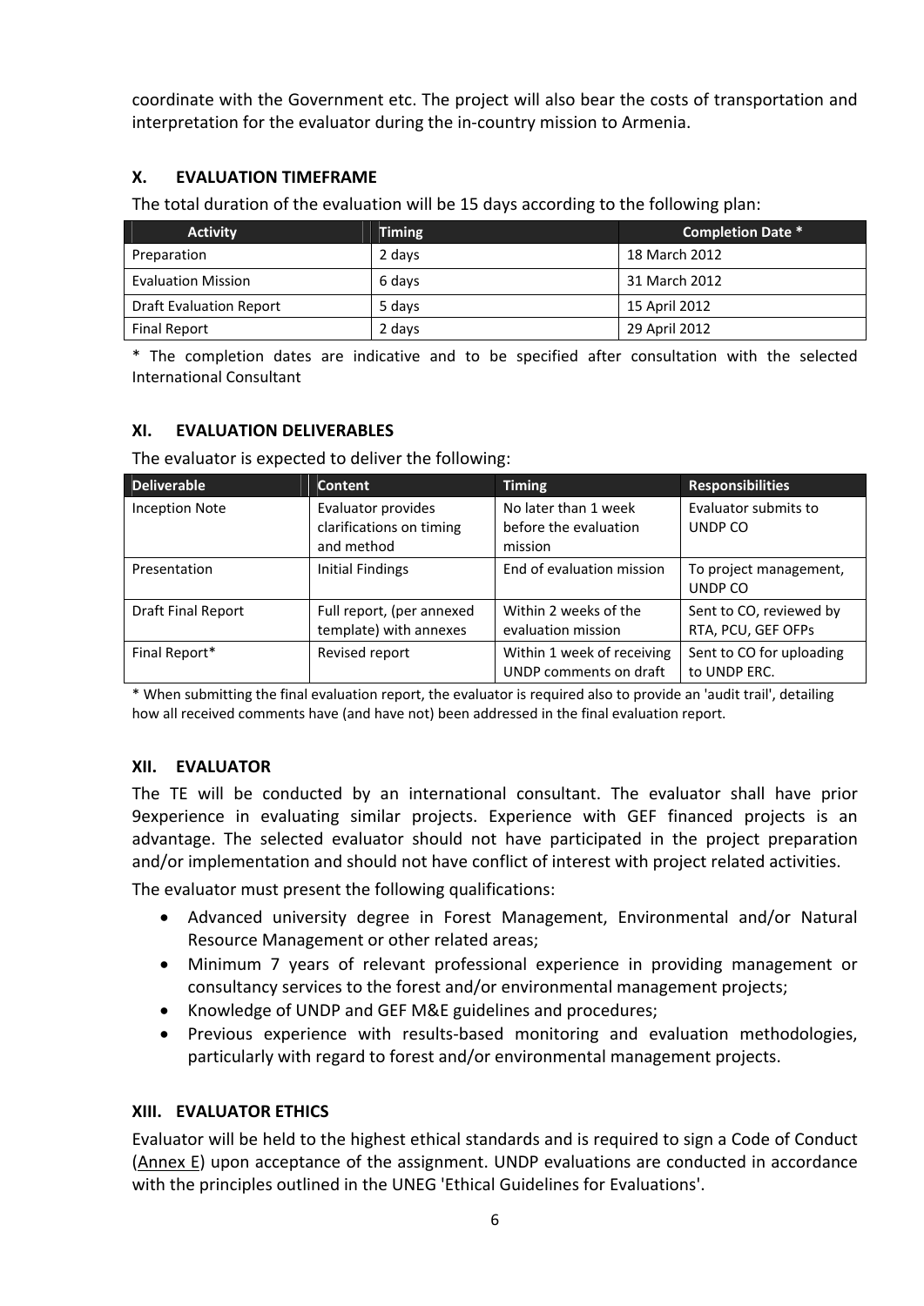coordinate with the Government etc. The project will also bear the costs of transportation and interpretation for the evaluator during the in-country mission to Armenia.

## X. EVALUATION TIMEFRAME

The total duration of the evaluation will be 15 days according to the following plan:

| Activity | Timing | Completion Date * |
|---|---|---|
| Preparation | 2 days | 18 March 2012 |
| Evaluation Mission | 6 days | 31 March 2012 |
| Draft Evaluation Report | 5 days | 15 April 2012 |
| Final Report | 2 days | 29 April 2012 |

* The completion dates are indicative and to be specified after consultation with the selected International Consultant

## XI. EVALUATION DELIVERABLES

The evaluator is expected to deliver the following:

| Deliverable | Content | Timing | Responsibilities |
|---|---|---|---|
| Inception Note | Evaluator provides clarifications on timing and method | No later than 1 week before the evaluation mission | Evaluator submits to UNDP CO |
| Presentation | Initial Findings | End of evaluation mission | To project management, UNDP CO |
| Draft Final Report | Full report, (per annexed template) with annexes | Within 2 weeks of the evaluation mission | Sent to CO, reviewed by RTA, PCU, GEF OFPs |
| Final Report* | Revised report | Within 1 week of receiving UNDP comments on draft | Sent to CO for uploading to UNDP ERC. |

* When submitting the final evaluation report, the evaluator is required also to provide an 'audit trail', detailing how all received comments have (and have not) been addressed in the final evaluation report.

## XII. EVALUATOR

The TE will be conducted by an international consultant. The evaluator shall have prior 9experience in evaluating similar projects. Experience with GEF financed projects is an advantage. The selected evaluator should not have participated in the project preparation and/or implementation and should not have conflict of interest with project related activities.

The evaluator must present the following qualifications:

- Advanced university degree in Forest Management, Environmental and/or Natural Resource Management or other related areas;
- Minimum 7 years of relevant professional experience in providing management or consultancy services to the forest and/or environmental management projects;
- Knowledge of UNDP and GEF M&E guidelines and procedures;
- Previous experience with results-based monitoring and evaluation methodologies, particularly with regard to forest and/or environmental management projects.

## XIII. EVALUATOR ETHICS

Evaluator will be held to the highest ethical standards and is required to sign a Code of Conduct (Annex E) upon acceptance of the assignment. UNDP evaluations are conducted in accordance with the principles outlined in the UNEG 'Ethical Guidelines for Evaluations'.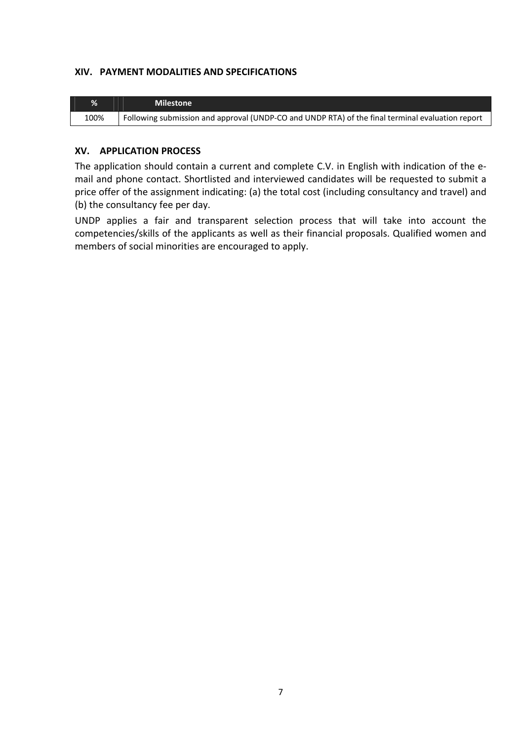## XIV. PAYMENT MODALITIES AND SPECIFICATIONS

| % | Milestone |
|---|---|
| 100% | Following submission and approval (UNDP-CO and UNDP RTA) of the final terminal evaluation report |

## XV. APPLICATION PROCESS

The application should contain a current and complete C.V. in English with indication of the e-mail and phone contact. Shortlisted and interviewed candidates will be requested to submit a price offer of the assignment indicating: (a) the total cost (including consultancy and travel) and (b) the consultancy fee per day.

UNDP applies a fair and transparent selection process that will take into account the competencies/skills of the applicants as well as their financial proposals. Qualified women and members of social minorities are encouraged to apply.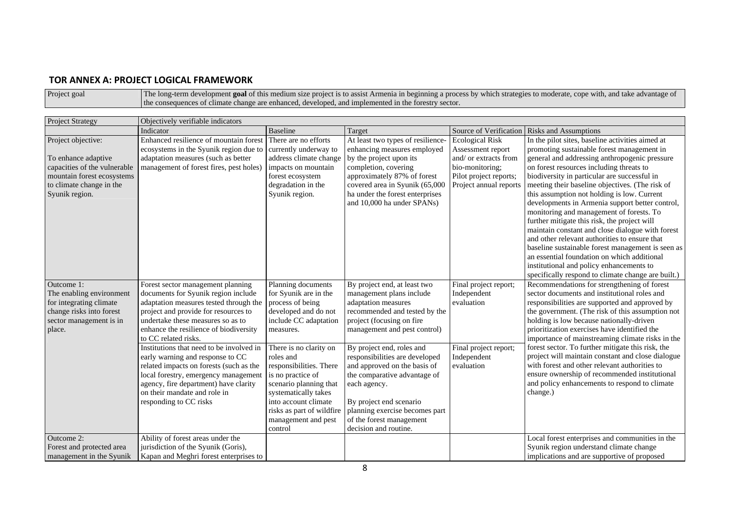## TOR ANNEX A: PROJECT LOGICAL FRAMEWORK

| Project goal | The long-term development **goal** of this medium size project is to assist Armenia in beginning a process by which strategies to moderate, cope with, and take advantage of the consequences of climate change are enhanced, developed, and implemented in the forestry sector. |
|---|---|

| Project Strategy | Objectively verifiable indicators | | | | |
|---|---|---|---|---|---|
| | Indicator | Baseline | Target | Source of Verification | Risks and Assumptions |
| Project objective:<br><br>To enhance adaptive capacities of the vulnerable mountain forest ecosystems to climate change in the Syunik region. | Enhanced resilience of mountain forest ecosystems in the Syunik region due to adaptation measures (such as better management of forest fires, pest holes) | There are no efforts currently underway to address climate change impacts on mountain forest ecosystem degradation in the Syunik region. | At least two types of resilience-enhancing measures employed by the project upon its completion, covering approximately 87% of forest covered area in Syunik (65,000 ha under the forest enterprises and 10,000 ha under SPANs) | Ecological Risk Assessment report and/ or extracts from bio-monitoring; Pilot project reports; Project annual reports | In the pilot sites, baseline activities aimed at promoting sustainable forest management in general and addressing anthropogenic pressure on forest resources including threats to biodiversity in particular are successful in meeting their baseline objectives. (The risk of this assumption not holding is low. Current developments in Armenia support better control, monitoring and management of forests. To further mitigate this risk, the project will maintain constant and close dialogue with forest and other relevant authorities to ensure that baseline sustainable forest management is seen as an essential foundation on which additional institutional and policy enhancements to specifically respond to climate change are built.) |
| Outcome 1:<br>The enabling environment for integrating climate change risks into forest sector management is in place. | Forest sector management planning documents for Syunik region include adaptation measures tested through the project and provide for resources to undertake these measures so as to enhance the resilience of biodiversity to CC related risks. | Planning documents for Syunik are in the process of being developed and do not include CC adaptation measures. | By project end, at least two management plans include adaptation measures recommended and tested by the project (focusing on fire management and pest control) | Final project report; Independent evaluation | Recommendations for strengthening of forest sector documents and institutional roles and responsibilities are supported and approved by the government. (The risk of this assumption not holding is low because nationally-driven prioritization exercises have identified the importance of mainstreaming climate risks in the forest sector. To further mitigate this risk, the project will maintain constant and close dialogue with forest and other relevant authorities to ensure ownership of recommended institutional and policy enhancements to respond to climate change.) |
| | Institutions that need to be involved in early warning and response to CC related impacts on forests (such as the local forestry, emergency management agency, fire department) have clarity on their mandate and role in responding to CC risks | There is no clarity on roles and responsibilities. There is no practice of scenario planning that systematically takes into account climate risks as part of wildfire management and pest control | By project end, roles and responsibilities are developed and approved on the basis of the comparative advantage of each agency.<br><br>By project end scenario planning exercise becomes part of the forest management decision and routine. | Final project report; Independent evaluation | |
| Outcome 2:<br>Forest and protected area management in the Syunik | Ability of forest areas under the jurisdiction of the Syunik (Goris), Kapan and Meghri forest enterprises to | | | | Local forest enterprises and communities in the Syunik region understand climate change implications and are supportive of proposed |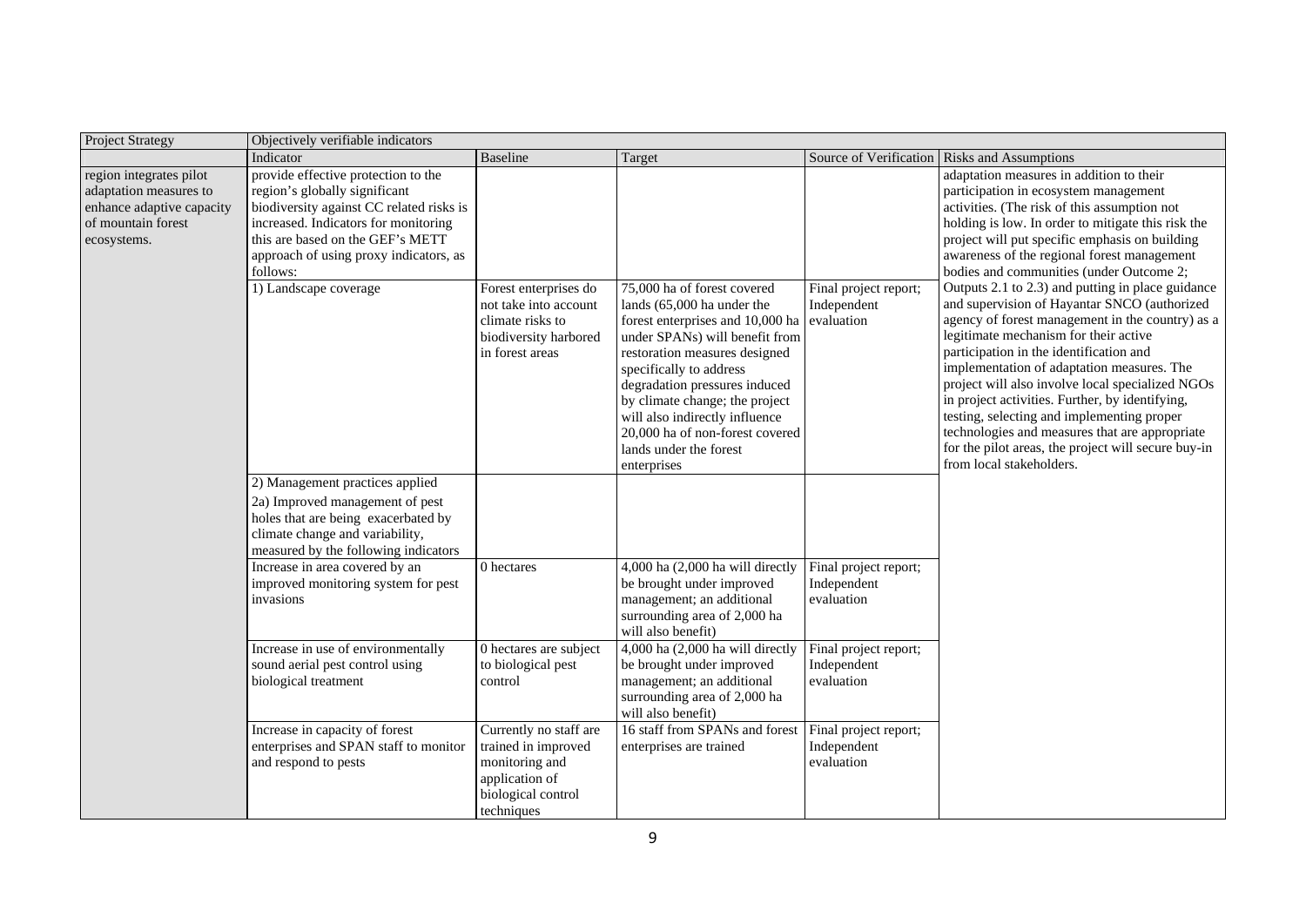| Project Strategy | Objectively verifiable indicators | | | | |
|---|---|---|---|---|---|
| | Indicator | Baseline | Target | Source of Verification | Risks and Assumptions |
| region integrates pilot adaptation measures to enhance adaptive capacity of mountain forest ecosystems. | provide effective protection to the region's globally significant biodiversity against CC related risks is increased. Indicators for monitoring this are based on the GEF's METT approach of using proxy indicators, as follows: | | | | adaptation measures in addition to their participation in ecosystem management activities. (The risk of this assumption not holding is low. In order to mitigate this risk the project will put specific emphasis on building awareness of the regional forest management bodies and communities (under Outcome 2; Outputs 2.1 to 2.3) and putting in place guidance and supervision of Hayantar SNCO (authorized agency of forest management in the country) as a legitimate mechanism for their active participation in the identification and implementation of adaptation measures. The project will also involve local specialized NGOs in project activities. Further, by identifying, testing, selecting and implementing proper technologies and measures that are appropriate for the pilot areas, the project will secure buy-in from local stakeholders. |
| | 1) Landscape coverage | Forest enterprises do not take into account climate risks to biodiversity harbored in forest areas | 75,000 ha of forest covered lands (65,000 ha under the forest enterprises and 10,000 ha under SPANs) will benefit from restoration measures designed specifically to address degradation pressures induced by climate change; the project will also indirectly influence 20,000 ha of non-forest covered lands under the forest enterprises | Final project report; Independent evaluation | |
| | 2) Management practices applied<br>2a) Improved management of pest holes that are being exacerbated by climate change and variability, measured by the following indicators | | | | |
| | Increase in area covered by an improved monitoring system for pest invasions | 0 hectares | 4,000 ha (2,000 ha will directly be brought under improved management; an additional surrounding area of 2,000 ha will also benefit) | Final project report; Independent evaluation | |
| | Increase in use of environmentally sound aerial pest control using biological treatment | 0 hectares are subject to biological pest control | 4,000 ha (2,000 ha will directly be brought under improved management; an additional surrounding area of 2,000 ha will also benefit) | Final project report; Independent evaluation | |
| | Increase in capacity of forest enterprises and SPAN staff to monitor and respond to pests | Currently no staff are trained in improved monitoring and application of biological control techniques | 16 staff from SPANs and forest enterprises are trained | Final project report; Independent evaluation | |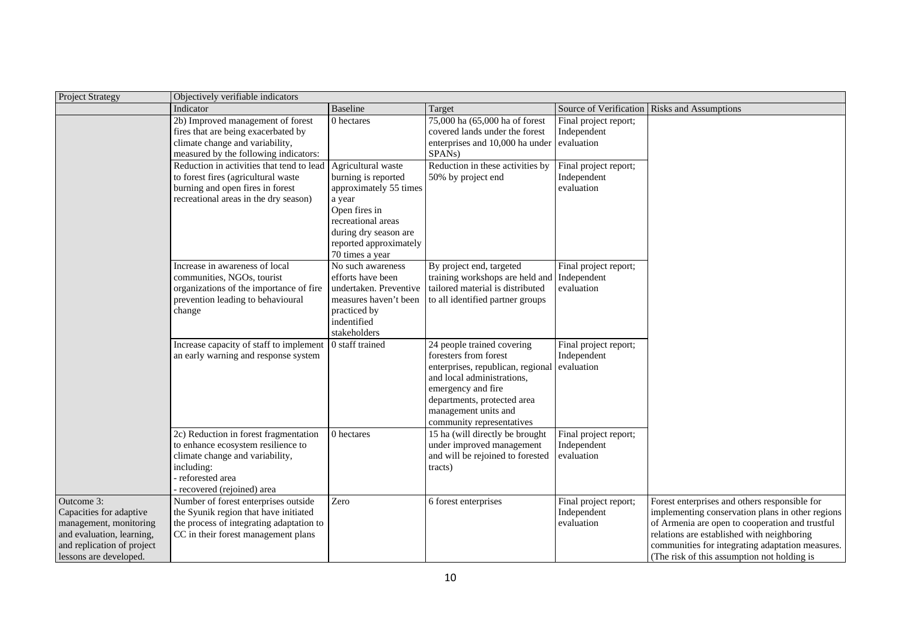| Project Strategy | Objectively verifiable indicators | | | | |
|---|---|---|---|---|---|
| | Indicator | Baseline | Target | Source of Verification | Risks and Assumptions |
| | 2b) Improved management of forest fires that are being exacerbated by climate change and variability, measured by the following indicators: | 0 hectares | 75,000 ha (65,000 ha of forest covered lands under the forest enterprises and 10,000 ha under SPANs) | Final project report; Independent evaluation | |
| | Reduction in activities that tend to lead to forest fires (agricultural waste burning and open fires in forest recreational areas in the dry season) | Agricultural waste burning is reported approximately 55 times a year<br>Open fires in recreational areas during dry season are reported approximately 70 times a year | Reduction in these activities by 50% by project end | Final project report; Independent evaluation | |
| | Increase in awareness of local communities, NGOs, tourist organizations of the importance of fire prevention leading to behavioural change | No such awareness efforts have been undertaken. Preventive measures haven't been practiced by indentified stakeholders | By project end, targeted training workshops are held and tailored material is distributed to all identified partner groups | Final project report; Independent evaluation | |
| | Increase capacity of staff to implement an early warning and response system | 0 staff trained | 24 people trained covering foresters from forest enterprises, republican, regional and local administrations, emergency and fire departments, protected area management units and community representatives | Final project report; Independent evaluation | |
| | 2c) Reduction in forest fragmentation to enhance ecosystem resilience to climate change and variability, including:<br>- reforested area<br>- recovered (rejoined) area | 0 hectares | 15 ha (will directly be brought under improved management and will be rejoined to forested tracts) | Final project report; Independent evaluation | |
| Outcome 3: Capacities for adaptive management, monitoring and evaluation, learning, and replication of project lessons are developed. | Number of forest enterprises outside the Syunik region that have initiated the process of integrating adaptation to CC in their forest management plans | Zero | 6 forest enterprises | Final project report; Independent evaluation | Forest enterprises and others responsible for implementing conservation plans in other regions of Armenia are open to cooperation and trustful relations are established with neighboring communities for integrating adaptation measures. (The risk of this assumption not holding is |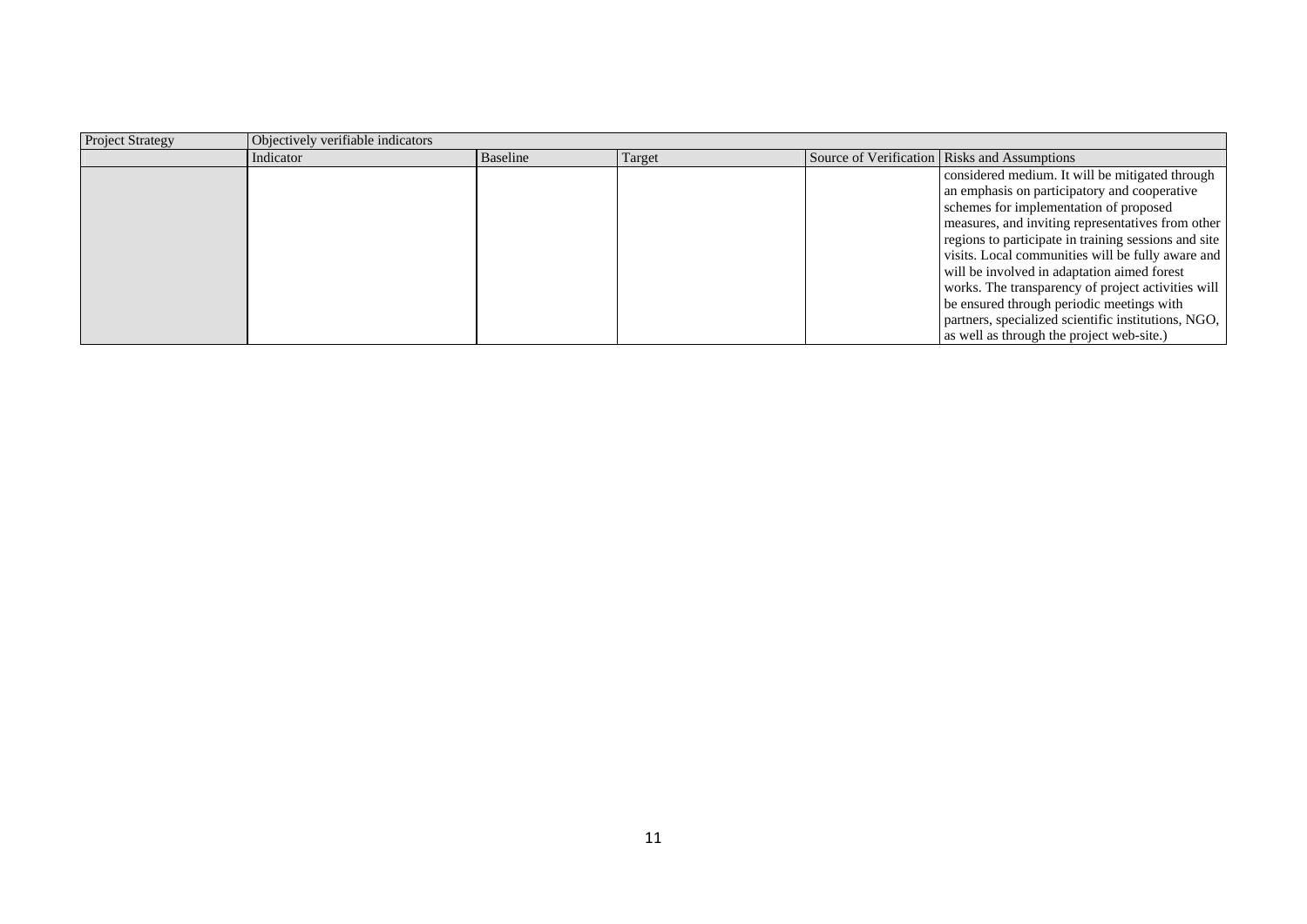| Project Strategy | Objectively verifiable indicators | | | | |
|---|---|---|---|---|---|
| | Indicator | Baseline | Target | Source of Verification | Risks and Assumptions |
| | | | | | considered medium. It will be mitigated through an emphasis on participatory and cooperative schemes for implementation of proposed measures, and inviting representatives from other regions to participate in training sessions and site visits. Local communities will be fully aware and will be involved in adaptation aimed forest works. The transparency of project activities will be ensured through periodic meetings with partners, specialized scientific institutions, NGO, as well as through the project web-site.) |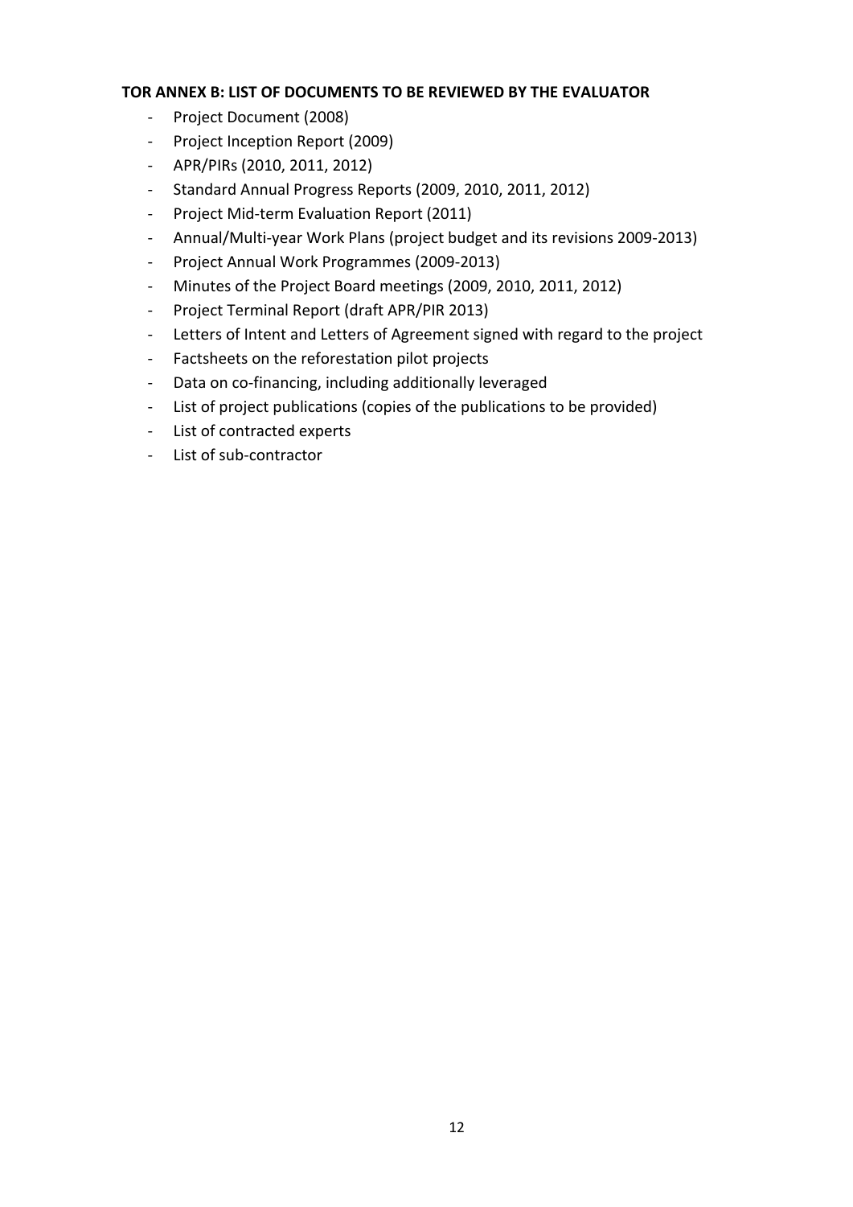**TOR ANNEX B: LIST OF DOCUMENTS TO BE REVIEWED BY THE EVALUATOR**

- Project Document (2008)
- Project Inception Report (2009)
- APR/PIRs (2010, 2011, 2012)
- Standard Annual Progress Reports (2009, 2010, 2011, 2012)
- Project Mid-term Evaluation Report (2011)
- Annual/Multi-year Work Plans (project budget and its revisions 2009-2013)
- Project Annual Work Programmes (2009-2013)
- Minutes of the Project Board meetings (2009, 2010, 2011, 2012)
- Project Terminal Report (draft APR/PIR 2013)
- Letters of Intent and Letters of Agreement signed with regard to the project
- Factsheets on the reforestation pilot projects
- Data on co-financing, including additionally leveraged
- List of project publications (copies of the publications to be provided)
- List of contracted experts
- List of sub-contractor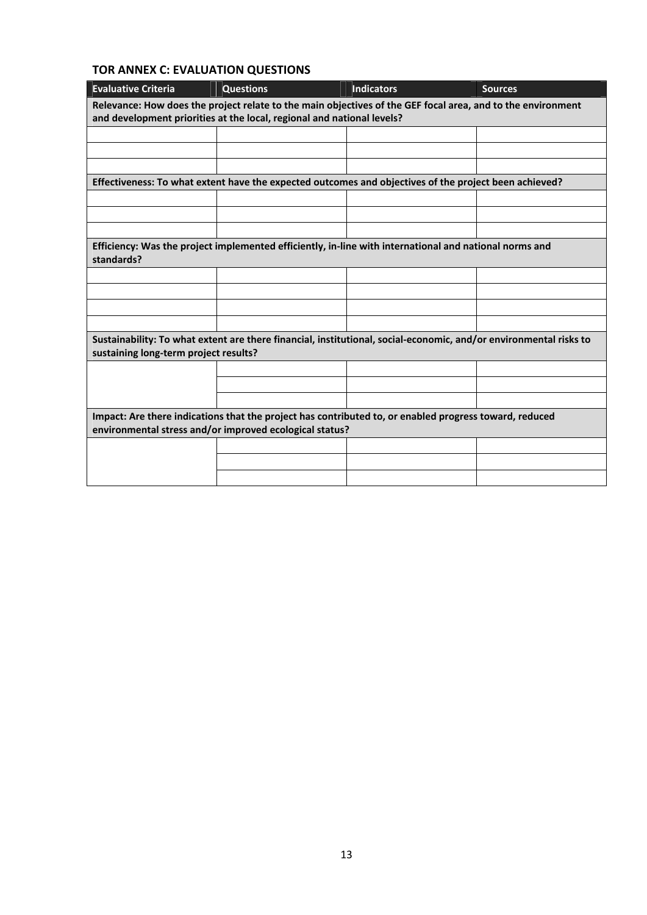## TOR ANNEX C: EVALUATION QUESTIONS

| Evaluative Criteria | Questions | Indicators | Sources |
|---|---|---|---|
| **Relevance: How does the project relate to the main objectives of the GEF focal area, and to the environment and development priorities at the local, regional and national levels?** | | | |
| | | | |
| | | | |
| | | | |
| **Effectiveness: To what extent have the expected outcomes and objectives of the project been achieved?** | | | |
| | | | |
| | | | |
| | | | |
| **Efficiency: Was the project implemented efficiently, in-line with international and national norms and standards?** | | | |
| | | | |
| | | | |
| | | | |
| | | | |
| **Sustainability: To what extent are there financial, institutional, social-economic, and/or environmental risks to sustaining long-term project results?** | | | |
| | | | |
| | | | |
| | | | |
| **Impact: Are there indications that the project has contributed to, or enabled progress toward, reduced environmental stress and/or improved ecological status?** | | | |
| | | | |
| | | | |
| | | | |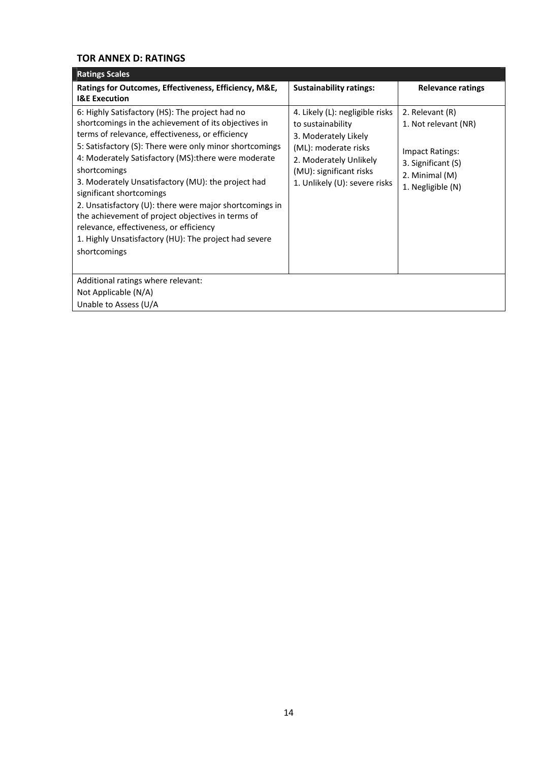### TOR ANNEX D: RATINGS

| Ratings Scales | | |
|---|---|---|
| **Ratings for Outcomes, Effectiveness, Efficiency, M&E, I&E Execution** | **Sustainability ratings:** | **Relevance ratings** |
| 6: Highly Satisfactory (HS): The project had no shortcomings in the achievement of its objectives in terms of relevance, effectiveness, or efficiency<br>5: Satisfactory (S): There were only minor shortcomings<br>4: Moderately Satisfactory (MS):there were moderate shortcomings<br>3. Moderately Unsatisfactory (MU): the project had significant shortcomings<br>2. Unsatisfactory (U): there were major shortcomings in the achievement of project objectives in terms of relevance, effectiveness, or efficiency<br>1. Highly Unsatisfactory (HU): The project had severe shortcomings | 4. Likely (L): negligible risks to sustainability<br>3. Moderately Likely (ML): moderate risks<br>2. Moderately Unlikely (MU): significant risks<br>1. Unlikely (U): severe risks | 2. Relevant (R)<br>1. Not relevant (NR)<br><br>Impact Ratings:<br>3. Significant (S)<br>2. Minimal (M)<br>1. Negligible (N) |
| Additional ratings where relevant:<br>Not Applicable (N/A)<br>Unable to Assess (U/A | | |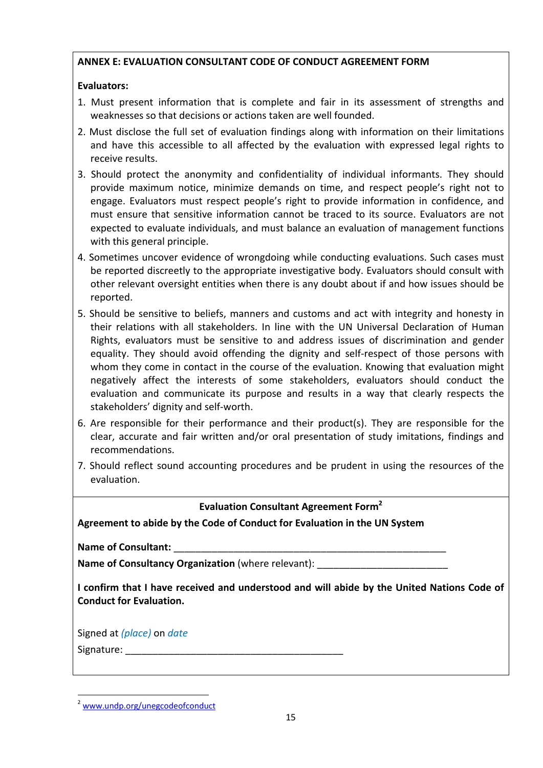## ANNEX E: EVALUATION CONSULTANT CODE OF CONDUCT AGREEMENT FORM

**Evaluators:**

1. Must present information that is complete and fair in its assessment of strengths and weaknesses so that decisions or actions taken are well founded.
2. Must disclose the full set of evaluation findings along with information on their limitations and have this accessible to all affected by the evaluation with expressed legal rights to receive results.
3. Should protect the anonymity and confidentiality of individual informants. They should provide maximum notice, minimize demands on time, and respect people's right not to engage. Evaluators must respect people's right to provide information in confidence, and must ensure that sensitive information cannot be traced to its source. Evaluators are not expected to evaluate individuals, and must balance an evaluation of management functions with this general principle.
4. Sometimes uncover evidence of wrongdoing while conducting evaluations. Such cases must be reported discreetly to the appropriate investigative body. Evaluators should consult with other relevant oversight entities when there is any doubt about if and how issues should be reported.
5. Should be sensitive to beliefs, manners and customs and act with integrity and honesty in their relations with all stakeholders. In line with the UN Universal Declaration of Human Rights, evaluators must be sensitive to and address issues of discrimination and gender equality. They should avoid offending the dignity and self-respect of those persons with whom they come in contact in the course of the evaluation. Knowing that evaluation might negatively affect the interests of some stakeholders, evaluators should conduct the evaluation and communicate its purpose and results in a way that clearly respects the stakeholders' dignity and self-worth.
6. Are responsible for their performance and their product(s). They are responsible for the clear, accurate and fair written and/or oral presentation of study imitations, findings and recommendations.
7. Should reflect sound accounting procedures and be prudent in using the resources of the evaluation.

**Evaluation Consultant Agreement Form[2]**

**Agreement to abide by the Code of Conduct for Evaluation in the UN System**

**Name of Consultant:** ____________________________________________________

**Name of Consultancy Organization** (where relevant): ________________________

**I confirm that I have received and understood and will abide by the United Nations Code of Conduct for Evaluation.**

Signed at *(place)* on *date*

Signature: _________________________________________

---

[2] www.undp.org/unegcodeofconduct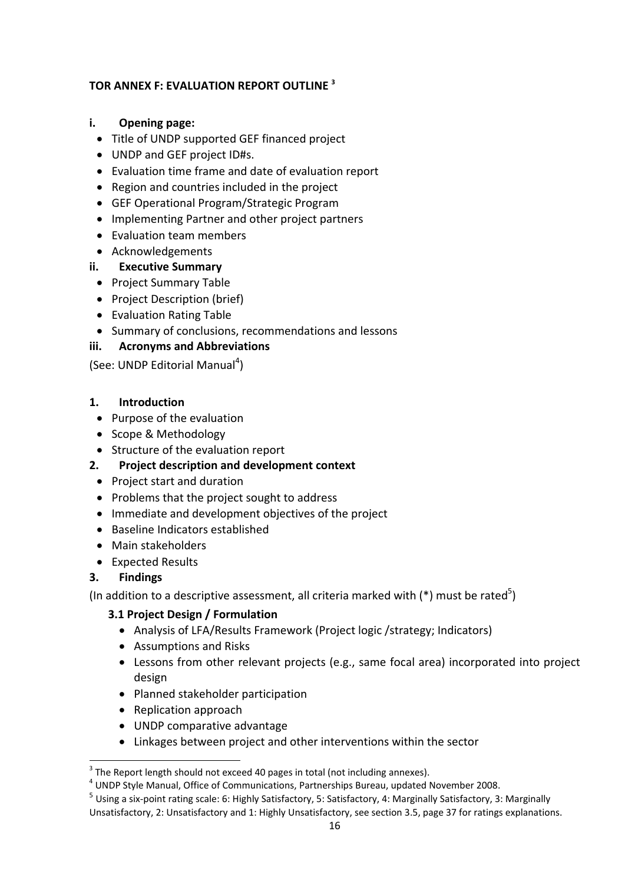## TOR ANNEX F: EVALUATION REPORT OUTLINE [3]

### i. Opening page:

- Title of UNDP supported GEF financed project
- UNDP and GEF project ID#s.
- Evaluation time frame and date of evaluation report
- Region and countries included in the project
- GEF Operational Program/Strategic Program
- Implementing Partner and other project partners
- Evaluation team members
- Acknowledgements

### ii. Executive Summary

- Project Summary Table
- Project Description (brief)
- Evaluation Rating Table
- Summary of conclusions, recommendations and lessons

### iii. Acronyms and Abbreviations

(See: UNDP Editorial Manual[4])

### 1. Introduction

- Purpose of the evaluation
- Scope & Methodology
- Structure of the evaluation report

### 2. Project description and development context

- Project start and duration
- Problems that the project sought to address
- Immediate and development objectives of the project
- Baseline Indicators established
- Main stakeholders
- Expected Results

### 3. Findings

(In addition to a descriptive assessment, all criteria marked with (*) must be rated[5])

#### 3.1 Project Design / Formulation

- Analysis of LFA/Results Framework (Project logic /strategy; Indicators)
- Assumptions and Risks
- Lessons from other relevant projects (e.g., same focal area) incorporated into project design
- Planned stakeholder participation
- Replication approach
- UNDP comparative advantage
- Linkages between project and other interventions within the sector

---

[3] The Report length should not exceed 40 pages in total (not including annexes).

[4] UNDP Style Manual, Office of Communications, Partnerships Bureau, updated November 2008.

[5] Using a six-point rating scale: 6: Highly Satisfactory, 5: Satisfactory, 4: Marginally Satisfactory, 3: Marginally Unsatisfactory, 2: Unsatisfactory and 1: Highly Unsatisfactory, see section 3.5, page 37 for ratings explanations.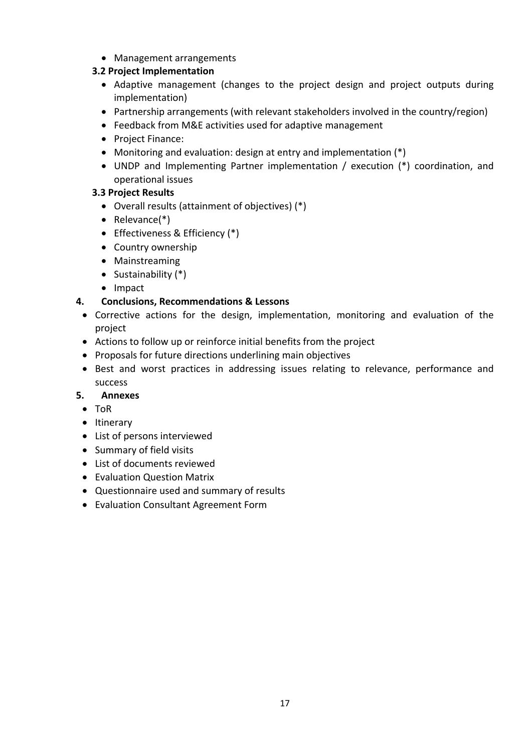- Management arrangements

**3.2 Project Implementation**

- Adaptive management (changes to the project design and project outputs during implementation)
- Partnership arrangements (with relevant stakeholders involved in the country/region)
- Feedback from M&E activities used for adaptive management
- Project Finance:
- Monitoring and evaluation: design at entry and implementation (*)
- UNDP and Implementing Partner implementation / execution (*) coordination, and operational issues

**3.3 Project Results**

- Overall results (attainment of objectives) (*)
- Relevance(*)
- Effectiveness & Efficiency (*)
- Country ownership
- Mainstreaming
- Sustainability (*)
- Impact

**4. Conclusions, Recommendations & Lessons**

- Corrective actions for the design, implementation, monitoring and evaluation of the project
- Actions to follow up or reinforce initial benefits from the project
- Proposals for future directions underlining main objectives
- Best and worst practices in addressing issues relating to relevance, performance and success

**5. Annexes**

- ToR
- Itinerary
- List of persons interviewed
- Summary of field visits
- List of documents reviewed
- Evaluation Question Matrix
- Questionnaire used and summary of results
- Evaluation Consultant Agreement Form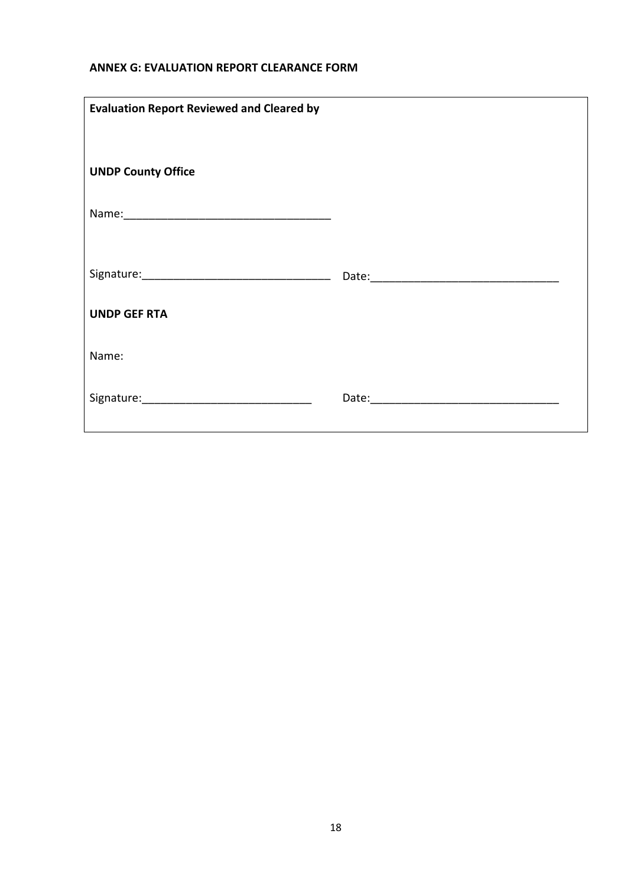**ANNEX G: EVALUATION REPORT CLEARANCE FORM**

**Evaluation Report Reviewed and Cleared by**

**UNDP County Office**

Name:_________________________________

Signature:______________________________ Date:______________________________

**UNDP GEF RTA**

Name:

Signature:____________________________ Date:______________________________